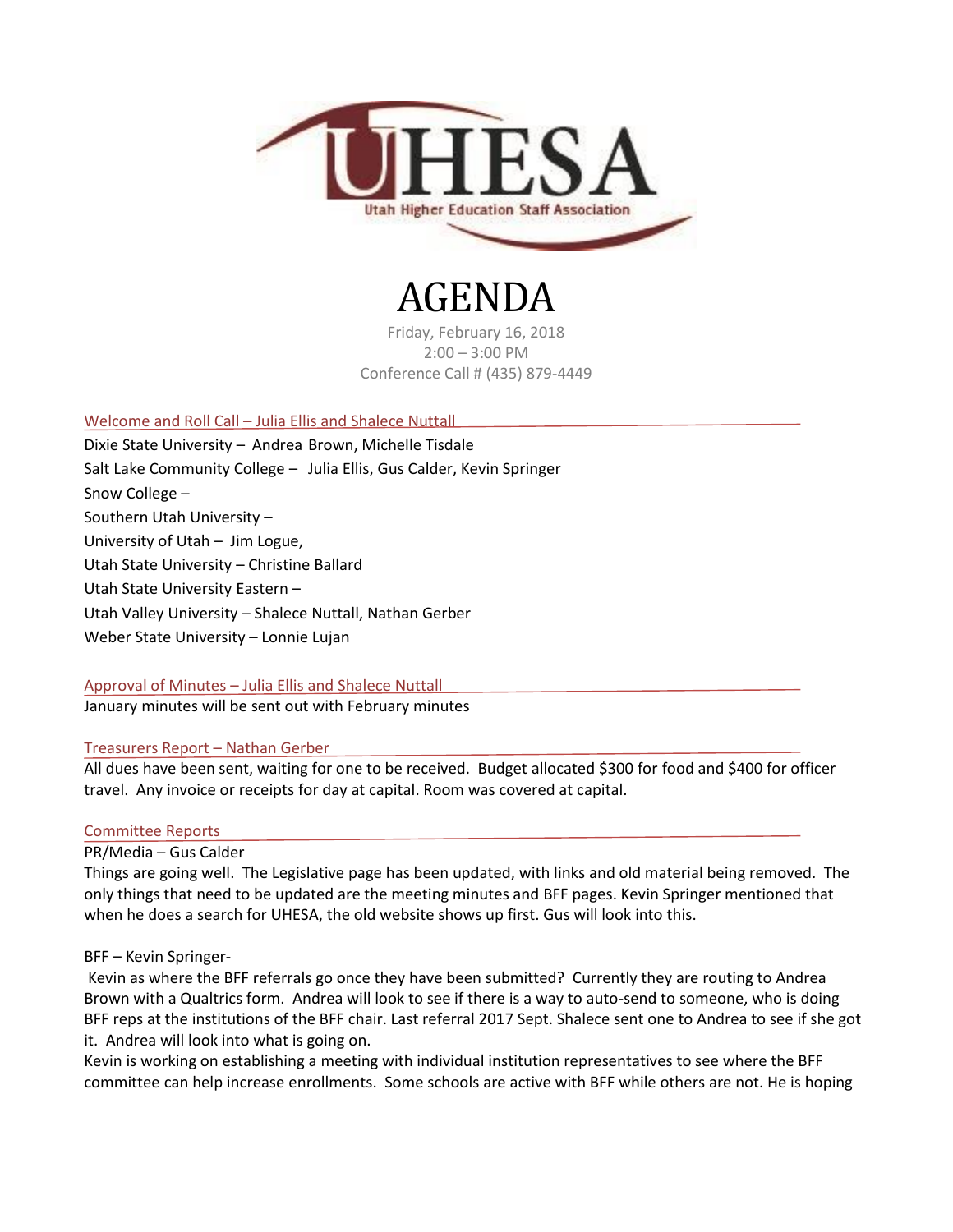UHESA

Utah Higher Education Staff Association

# AGENDA

Friday, February 16, 2018
2:00 – 3:00 PM
Conference Call # (435) 879-4449

## Welcome and Roll Call – Julia Ellis and Shalece Nuttall

Dixie State University – Andrea Brown, Michelle Tisdale
Salt Lake Community College – Julia Ellis, Gus Calder, Kevin Springer
Snow College –
Southern Utah University –
University of Utah – Jim Logue,
Utah State University – Christine Ballard
Utah State University Eastern –
Utah Valley University – Shalece Nuttall, Nathan Gerber
Weber State University – Lonnie Lujan

## Approval of Minutes – Julia Ellis and Shalece Nuttall

January minutes will be sent out with February minutes

## Treasurers Report – Nathan Gerber

All dues have been sent, waiting for one to be received. Budget allocated $300 for food and $400 for officer travel. Any invoice or receipts for day at capital. Room was covered at capital.

## Committee Reports

PR/Media – Gus Calder
Things are going well. The Legislative page has been updated, with links and old material being removed. The only things that need to be updated are the meeting minutes and BFF pages. Kevin Springer mentioned that when he does a search for UHESA, the old website shows up first. Gus will look into this.

BFF – Kevin Springer-
Kevin as where the BFF referrals go once they have been submitted? Currently they are routing to Andrea Brown with a Qualtrics form. Andrea will look to see if there is a way to auto-send to someone, who is doing BFF reps at the institutions of the BFF chair. Last referral 2017 Sept. Shalece sent one to Andrea to see if she got it. Andrea will look into what is going on.
Kevin is working on establishing a meeting with individual institution representatives to see where the BFF committee can help increase enrollments. Some schools are active with BFF while others are not. He is hoping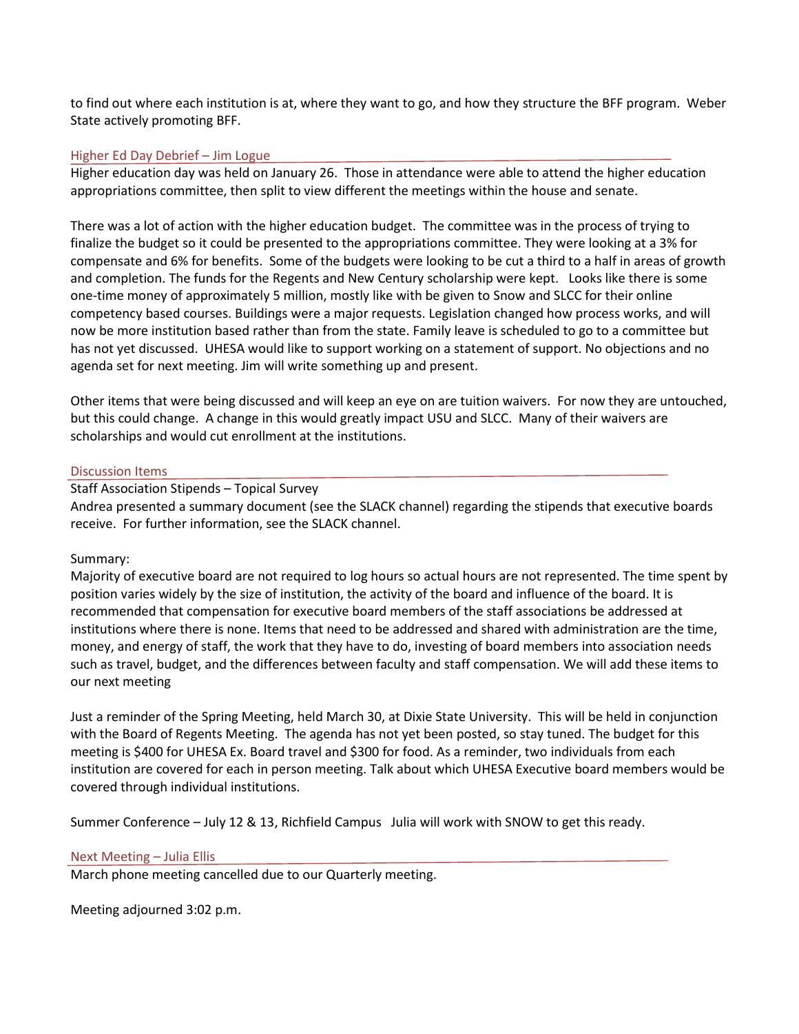to find out where each institution is at, where they want to go, and how they structure the BFF program. Weber State actively promoting BFF.

## Higher Ed Day Debrief – Jim Logue

Higher education day was held on January 26. Those in attendance were able to attend the higher education appropriations committee, then split to view different the meetings within the house and senate.

There was a lot of action with the higher education budget. The committee was in the process of trying to finalize the budget so it could be presented to the appropriations committee. They were looking at a 3% for compensate and 6% for benefits. Some of the budgets were looking to be cut a third to a half in areas of growth and completion. The funds for the Regents and New Century scholarship were kept. Looks like there is some one-time money of approximately 5 million, mostly like with be given to Snow and SLCC for their online competency based courses. Buildings were a major requests. Legislation changed how process works, and will now be more institution based rather than from the state. Family leave is scheduled to go to a committee but has not yet discussed. UHESA would like to support working on a statement of support. No objections and no agenda set for next meeting. Jim will write something up and present.

Other items that were being discussed and will keep an eye on are tuition waivers. For now they are untouched, but this could change. A change in this would greatly impact USU and SLCC. Many of their waivers are scholarships and would cut enrollment at the institutions.

## Discussion Items

Staff Association Stipends – Topical Survey

Andrea presented a summary document (see the SLACK channel) regarding the stipends that executive boards receive. For further information, see the SLACK channel.

Summary:

Majority of executive board are not required to log hours so actual hours are not represented. The time spent by position varies widely by the size of institution, the activity of the board and influence of the board. It is recommended that compensation for executive board members of the staff associations be addressed at institutions where there is none. Items that need to be addressed and shared with administration are the time, money, and energy of staff, the work that they have to do, investing of board members into association needs such as travel, budget, and the differences between faculty and staff compensation. We will add these items to our next meeting

Just a reminder of the Spring Meeting, held March 30, at Dixie State University. This will be held in conjunction with the Board of Regents Meeting. The agenda has not yet been posted, so stay tuned. The budget for this meeting is $400 for UHESA Ex. Board travel and $300 for food. As a reminder, two individuals from each institution are covered for each in person meeting. Talk about which UHESA Executive board members would be covered through individual institutions.

Summer Conference – July 12 & 13, Richfield Campus Julia will work with SNOW to get this ready.

## Next Meeting – Julia Ellis

March phone meeting cancelled due to our Quarterly meeting.

Meeting adjourned 3:02 p.m.